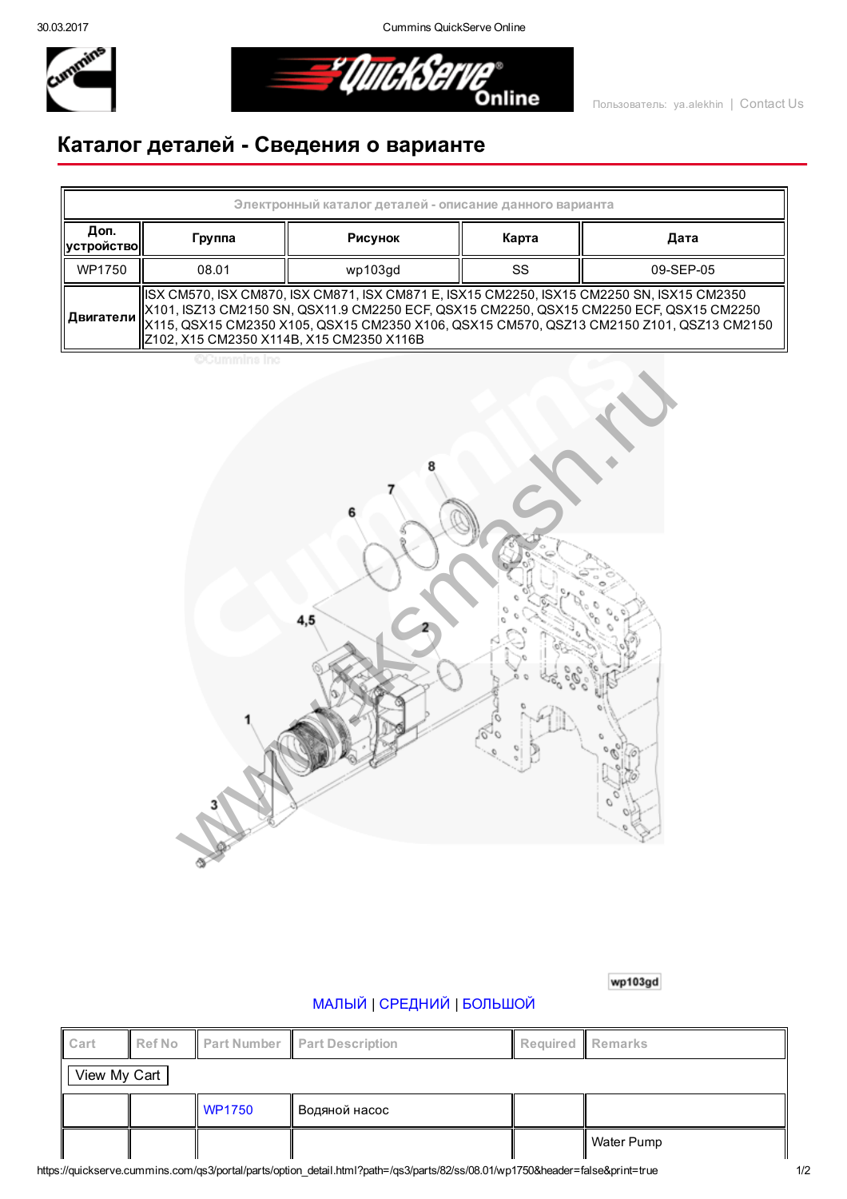Пользователь: ya.alekhin | Contact Us

# Каталог деталей - Сведения о варианте

| Электронный каталог деталей - описание данного варианта | | | | |
|---|---|---|---|---|
| Доп. устройство | Группа | Рисунок | Карта | Дата |
| WP1750 | 08.01 | wp103gd | SS | 09-SEP-05 |
| Двигатели | ISX CM570, ISX CM870, ISX CM871, ISX CM871 E, ISX15 CM2250, ISX15 CM2250 SN, ISX15 CM2350 X101, ISZ13 CM2150 SN, QSX11.9 CM2250 ECF, QSX15 CM2250, QSX15 CM2250 ECF, QSX15 CM2250 X115, QSX15 CM2350 X105, QSX15 CM2350 X106, QSX15 CM570, QSZ13 CM2150 Z101, QSZ13 CM2150 Z102, X15 CM2350 X114B, X15 CM2350 X116B | | | |

wp103gd

МАЛЫЙ | СРЕДНИЙ | БОЛЬШОЙ

| Cart | Ref No | Part Number | Part Description | Required | Remarks |
|---|---|---|---|---|---|
| View My Cart | | | | | |
| | | WP1750 | Водяной насос | | |
| | | | | | Water Pump |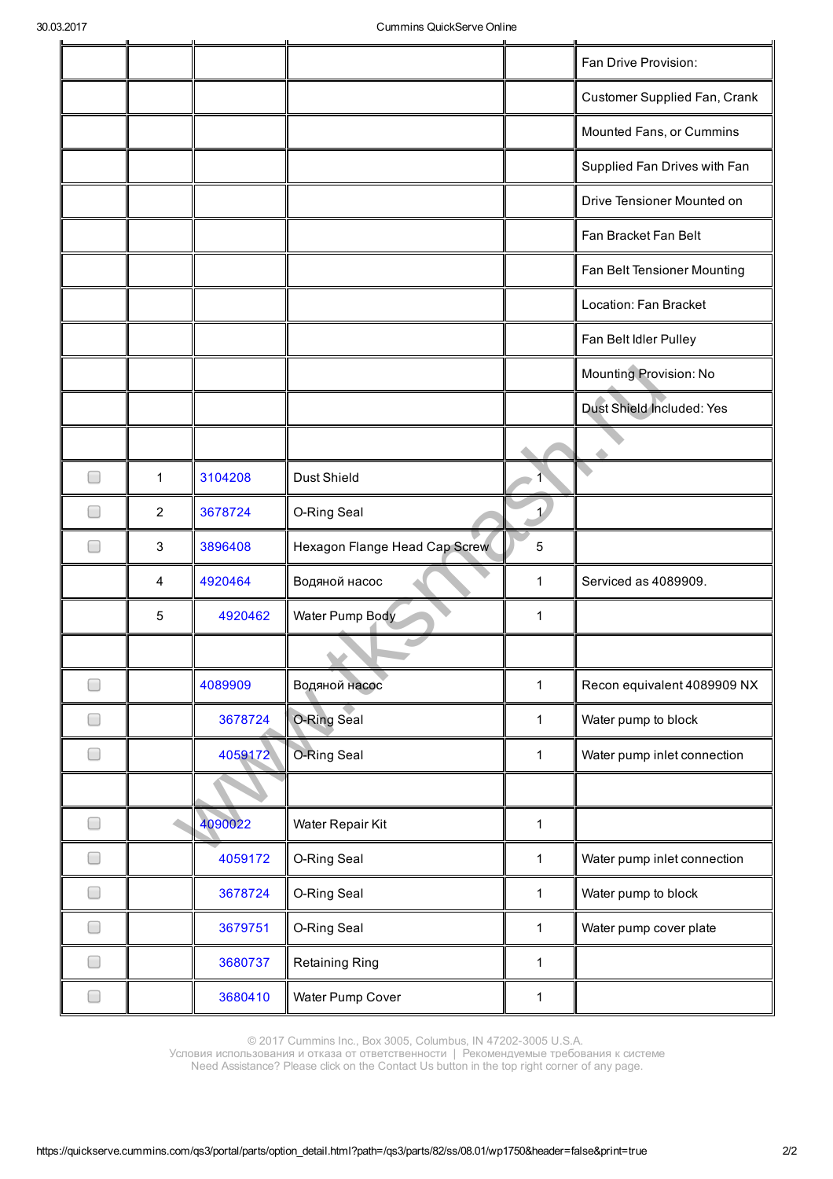| | | | | | |
|---|---|---|---|---|---|
| | | | | | Fan Drive Provision: |
| | | | | | Customer Supplied Fan, Crank |
| | | | | | Mounted Fans, or Cummins |
| | | | | | Supplied Fan Drives with Fan |
| | | | | | Drive Tensioner Mounted on |
| | | | | | Fan Bracket Fan Belt |
| | | | | | Fan Belt Tensioner Mounting |
| | | | | | Location: Fan Bracket |
| | | | | | Fan Belt Idler Pulley |
| | | | | | Mounting Provision: No |
| | | | | | Dust Shield Included: Yes |
| | | | | | |
| ☐ | 1 | 3104208 | Dust Shield | 1 | |
| ☐ | 2 | 3678724 | O-Ring Seal | 1 | |
| ☐ | 3 | 3896408 | Hexagon Flange Head Cap Screw | 5 | |
| | 4 | 4920464 | Водяной насос | 1 | Serviced as 4089909. |
| | 5 | 4920462 | Water Pump Body | 1 | |
| | | | | | |
| ☐ | | 4089909 | Водяной насос | 1 | Recon equivalent 4089909 NX |
| ☐ | | 3678724 | O-Ring Seal | 1 | Water pump to block |
| ☐ | | 4059172 | O-Ring Seal | 1 | Water pump inlet connection |
| | | | | | |
| ☐ | | 4090022 | Water Repair Kit | 1 | |
| ☐ | | 4059172 | O-Ring Seal | 1 | Water pump inlet connection |
| ☐ | | 3678724 | O-Ring Seal | 1 | Water pump to block |
| ☐ | | 3679751 | O-Ring Seal | 1 | Water pump cover plate |
| ☐ | | 3680737 | Retaining Ring | 1 | |
| ☐ | | 3680410 | Water Pump Cover | 1 | |

© 2017 Cummins Inc., Box 3005, Columbus, IN 47202-3005 U.S.A.
Условия использования и отказа от ответственности | Рекомендуемые требования к системе
Need Assistance? Please click on the Contact Us button in the top right corner of any page.